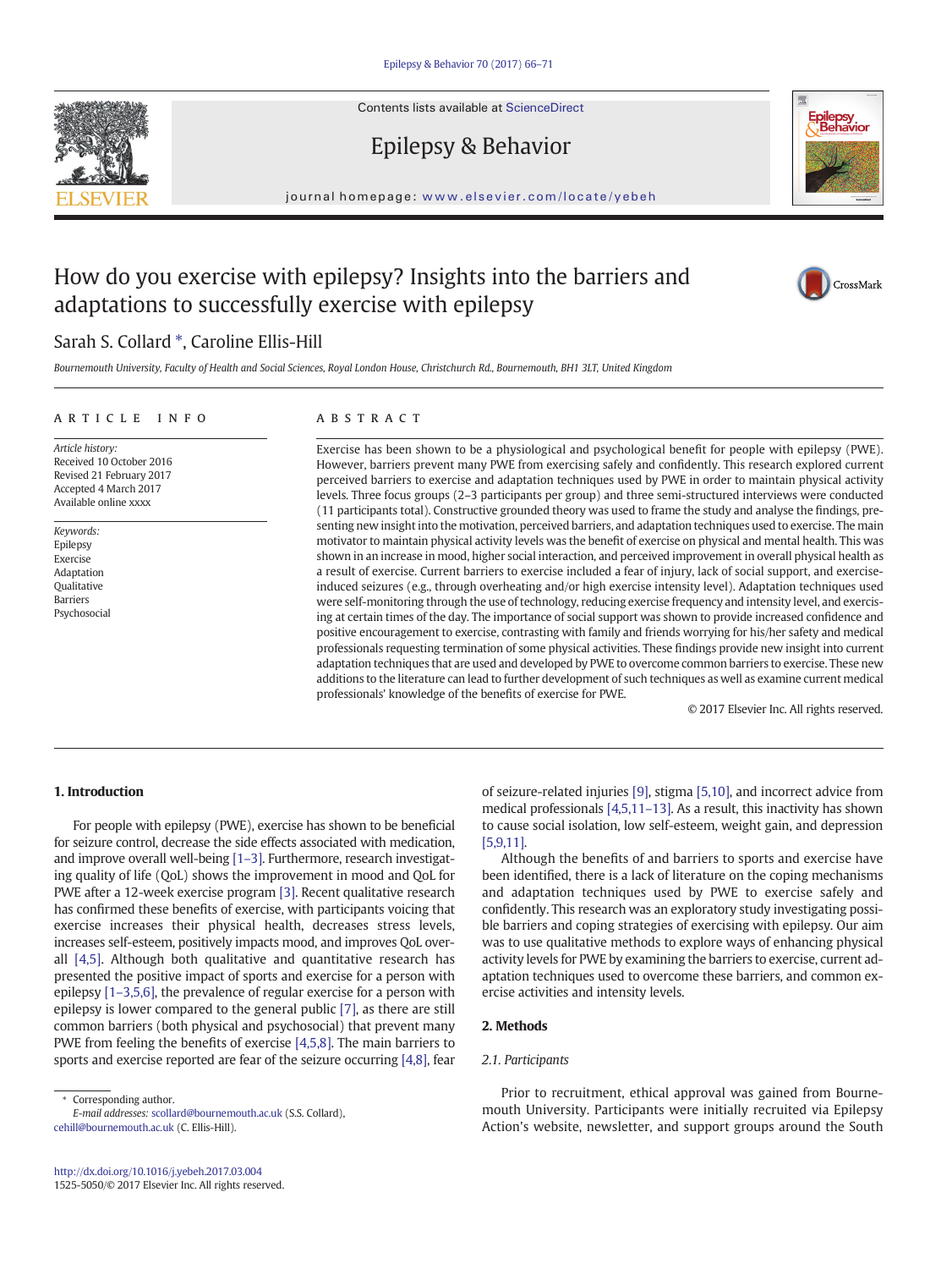# How do you exercise with epilepsy? Insights into the barriers and adaptations to successfully exercise with epilepsy

Sarah S. Collard *, Caroline Ellis-Hill

*Bournemouth University, Faculty of Health and Social Sciences, Royal London House, Christchurch Rd., Bournemouth, BH1 3LT, United Kingdom*

## ARTICLE INFO

*Article history:*
Received 10 October 2016
Revised 21 February 2017
Accepted 4 March 2017
Available online xxxx

*Keywords:*
Epilepsy
Exercise
Adaptation
Qualitative
Barriers
Psychosocial

## ABSTRACT

Exercise has been shown to be a physiological and psychological benefit for people with epilepsy (PWE). However, barriers prevent many PWE from exercising safely and confidently. This research explored current perceived barriers to exercise and adaptation techniques used by PWE in order to maintain physical activity levels. Three focus groups (2–3 participants per group) and three semi-structured interviews were conducted (11 participants total). Constructive grounded theory was used to frame the study and analyse the findings, presenting new insight into the motivation, perceived barriers, and adaptation techniques used to exercise. The main motivator to maintain physical activity levels was the benefit of exercise on physical and mental health. This was shown in an increase in mood, higher social interaction, and perceived improvement in overall physical health as a result of exercise. Current barriers to exercise included a fear of injury, lack of social support, and exercise-induced seizures (e.g., through overheating and/or high exercise intensity level). Adaptation techniques used were self-monitoring through the use of technology, reducing exercise frequency and intensity level, and exercising at certain times of the day. The importance of social support was shown to provide increased confidence and positive encouragement to exercise, contrasting with family and friends worrying for his/her safety and medical professionals requesting termination of some physical activities. These findings provide new insight into current adaptation techniques that are used and developed by PWE to overcome common barriers to exercise. These new additions to the literature can lead to further development of such techniques as well as examine current medical professionals' knowledge of the benefits of exercise for PWE.

© 2017 Elsevier Inc. All rights reserved.

## 1. Introduction

For people with epilepsy (PWE), exercise has shown to be beneficial for seizure control, decrease the side effects associated with medication, and improve overall well-being [1–3]. Furthermore, research investigating quality of life (QoL) shows the improvement in mood and QoL for PWE after a 12-week exercise program [3]. Recent qualitative research has confirmed these benefits of exercise, with participants voicing that exercise increases their physical health, decreases stress levels, increases self-esteem, positively impacts mood, and improves QoL overall [4,5]. Although both qualitative and quantitative research has presented the positive impact of sports and exercise for a person with epilepsy [1–3,5,6], the prevalence of regular exercise for a person with epilepsy is lower compared to the general public [7], as there are still common barriers (both physical and psychosocial) that prevent many PWE from feeling the benefits of exercise [4,5,8]. The main barriers to sports and exercise reported are fear of the seizure occurring [4,8], fear of seizure-related injuries [9], stigma [5,10], and incorrect advice from medical professionals [4,5,11–13]. As a result, this inactivity has shown to cause social isolation, low self-esteem, weight gain, and depression [5,9,11].

Although the benefits of and barriers to sports and exercise have been identified, there is a lack of literature on the coping mechanisms and adaptation techniques used by PWE to exercise safely and confidently. This research was an exploratory study investigating possible barriers and coping strategies of exercising with epilepsy. Our aim was to use qualitative methods to explore ways of enhancing physical activity levels for PWE by examining the barriers to exercise, current adaptation techniques used to overcome these barriers, and common exercise activities and intensity levels.

## 2. Methods

### 2.1. Participants

Prior to recruitment, ethical approval was gained from Bournemouth University. Participants were initially recruited via Epilepsy Action's website, newsletter, and support groups around the South

* Corresponding author.
*E-mail addresses:* scollard@bournemouth.ac.uk (S.S. Collard), cehill@bournemouth.ac.uk (C. Ellis-Hill).

http://dx.doi.org/10.1016/j.yebeh.2017.03.004
1525-5050/© 2017 Elsevier Inc. All rights reserved.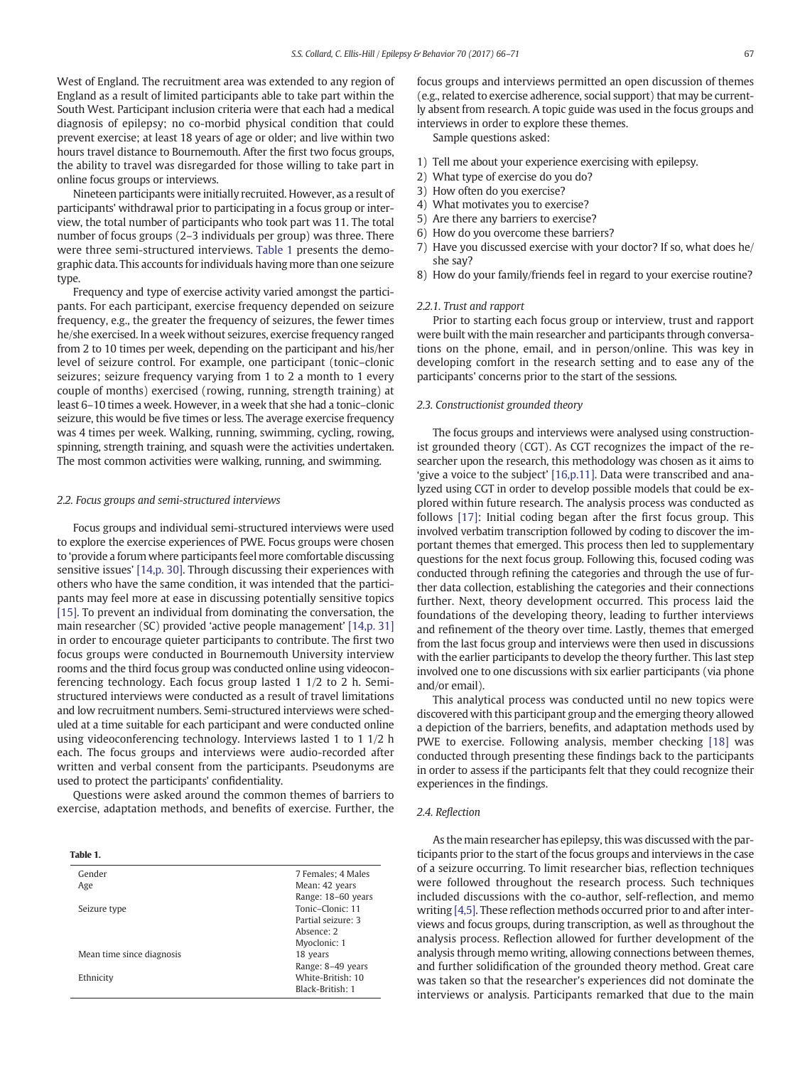West of England. The recruitment area was extended to any region of England as a result of limited participants able to take part within the South West. Participant inclusion criteria were that each had a medical diagnosis of epilepsy; no co-morbid physical condition that could prevent exercise; at least 18 years of age or older; and live within two hours travel distance to Bournemouth. After the first two focus groups, the ability to travel was disregarded for those willing to take part in online focus groups or interviews.

Nineteen participants were initially recruited. However, as a result of participants' withdrawal prior to participating in a focus group or interview, the total number of participants who took part was 11. The total number of focus groups (2–3 individuals per group) was three. There were three semi-structured interviews. Table 1 presents the demographic data. This accounts for individuals having more than one seizure type.

Frequency and type of exercise activity varied amongst the participants. For each participant, exercise frequency depended on seizure frequency, e.g., the greater the frequency of seizures, the fewer times he/she exercised. In a week without seizures, exercise frequency ranged from 2 to 10 times per week, depending on the participant and his/her level of seizure control. For example, one participant (tonic–clonic seizures; seizure frequency varying from 1 to 2 a month to 1 every couple of months) exercised (rowing, running, strength training) at least 6–10 times a week. However, in a week that she had a tonic–clonic seizure, this would be five times or less. The average exercise frequency was 4 times per week. Walking, running, swimming, cycling, rowing, spinning, strength training, and squash were the activities undertaken. The most common activities were walking, running, and swimming.

### 2.2. Focus groups and semi-structured interviews

Focus groups and individual semi-structured interviews were used to explore the exercise experiences of PWE. Focus groups were chosen to 'provide a forum where participants feel more comfortable discussing sensitive issues' [14,p. 30]. Through discussing their experiences with others who have the same condition, it was intended that the participants may feel more at ease in discussing potentially sensitive topics [15]. To prevent an individual from dominating the conversation, the main researcher (SC) provided 'active people management' [14,p. 31] in order to encourage quieter participants to contribute. The first two focus groups were conducted in Bournemouth University interview rooms and the third focus group was conducted online using videoconferencing technology. Each focus group lasted 1 1/2 to 2 h. Semi-structured interviews were conducted as a result of travel limitations and low recruitment numbers. Semi-structured interviews were scheduled at a time suitable for each participant and were conducted online using videoconferencing technology. Interviews lasted 1 to 1 1/2 h each. The focus groups and interviews were audio-recorded after written and verbal consent from the participants. Pseudonyms are used to protect the participants' confidentiality.

Questions were asked around the common themes of barriers to exercise, adaptation methods, and benefits of exercise. Further, the focus groups and interviews permitted an open discussion of themes (e.g., related to exercise adherence, social support) that may be currently absent from research. A topic guide was used in the focus groups and interviews in order to explore these themes.

Sample questions asked:

1) Tell me about your experience exercising with epilepsy.
2) What type of exercise do you do?
3) How often do you exercise?
4) What motivates you to exercise?
5) Are there any barriers to exercise?
6) How do you overcome these barriers?
7) Have you discussed exercise with your doctor? If so, what does he/she say?
8) How do your family/friends feel in regard to your exercise routine?

#### 2.2.1. Trust and rapport

Prior to starting each focus group or interview, trust and rapport were built with the main researcher and participants through conversations on the phone, email, and in person/online. This was key in developing comfort in the research setting and to ease any of the participants' concerns prior to the start of the sessions.

### 2.3. Constructionist grounded theory

The focus groups and interviews were analysed using constructionist grounded theory (CGT). As CGT recognizes the impact of the researcher upon the research, this methodology was chosen as it aims to 'give a voice to the subject' [16,p.11]. Data were transcribed and analyzed using CGT in order to develop possible models that could be explored within future research. The analysis process was conducted as follows [17]: Initial coding began after the first focus group. This involved verbatim transcription followed by coding to discover the important themes that emerged. This process then led to supplementary questions for the next focus group. Following this, focused coding was conducted through refining the categories and through the use of further data collection, establishing the categories and their connections further. Next, theory development occurred. This process laid the foundations of the developing theory, leading to further interviews and refinement of the theory over time. Lastly, themes that emerged from the last focus group and interviews were then used in discussions with the earlier participants to develop the theory further. This last step involved one to one discussions with six earlier participants (via phone and/or email).

This analytical process was conducted until no new topics were discovered with this participant group and the emerging theory allowed a depiction of the barriers, benefits, and adaptation methods used by PWE to exercise. Following analysis, member checking [18] was conducted through presenting these findings back to the participants in order to assess if the participants felt that they could recognize their experiences in the findings.

### 2.4. Reflection

As the main researcher has epilepsy, this was discussed with the participants prior to the start of the focus groups and interviews in the case of a seizure occurring. To limit researcher bias, reflection techniques were followed throughout the research process. Such techniques included discussions with the co-author, self-reflection, and memo writing [4,5]. These reflection methods occurred prior to and after interviews and focus groups, during transcription, as well as throughout the analysis process. Reflection allowed for further development of the analysis through memo writing, allowing connections between themes, and further solidification of the grounded theory method. Great care was taken so that the researcher's experiences did not dominate the interviews or analysis. Participants remarked that due to the main

**Table 1.**

| | |
|---|---|
| Gender | 7 Females; 4 Males |
| Age | Mean: 42 years<br>Range: 18–60 years |
| Seizure type | Tonic–Clonic: 11<br>Partial seizure: 3<br>Absence: 2<br>Myoclonic: 1 |
| Mean time since diagnosis | 18 years<br>Range: 8–49 years |
| Ethnicity | White-British: 10<br>Black-British: 1 |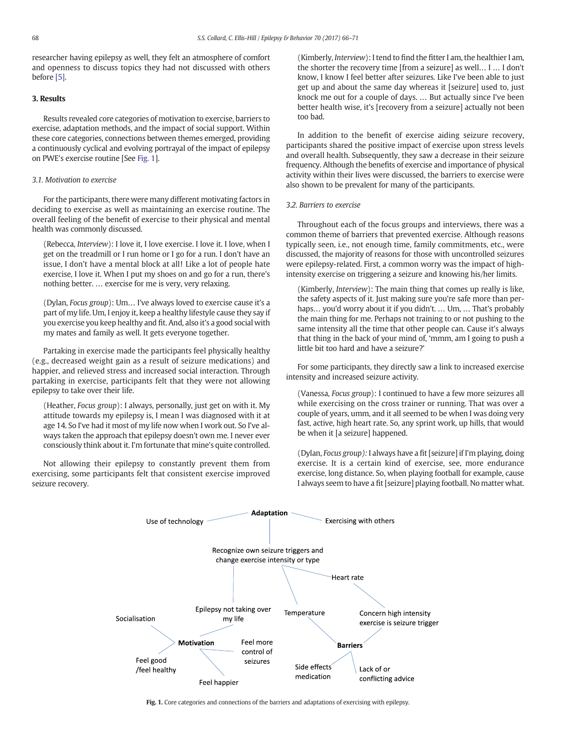researcher having epilepsy as well, they felt an atmosphere of comfort and openness to discuss topics they had not discussed with others before [5].

## 3. Results

Results revealed core categories of motivation to exercise, barriers to exercise, adaptation methods, and the impact of social support. Within these core categories, connections between themes emerged, providing a continuously cyclical and evolving portrayal of the impact of epilepsy on PWE's exercise routine [See Fig. 1].

### 3.1. Motivation to exercise

For the participants, there were many different motivating factors in deciding to exercise as well as maintaining an exercise routine. The overall feeling of the benefit of exercise to their physical and mental health was commonly discussed.

> (Rebecca, *Interview*): I love it, I love exercise. I love it. I love, when I get on the treadmill or I run home or I go for a run. I don't have an issue, I don't have a mental block at all! Like a lot of people hate exercise, I love it. When I put my shoes on and go for a run, there's nothing better. … exercise for me is very, very relaxing.

> (Dylan, *Focus group*): Um… I've always loved to exercise cause it's a part of my life. Um, I enjoy it, keep a healthy lifestyle cause they say if you exercise you keep healthy and fit. And, also it's a good social with my mates and family as well. It gets everyone together.

Partaking in exercise made the participants feel physically healthy (e.g., decreased weight gain as a result of seizure medications) and happier, and relieved stress and increased social interaction. Through partaking in exercise, participants felt that they were not allowing epilepsy to take over their life.

> (Heather, *Focus group*): I always, personally, just get on with it. My attitude towards my epilepsy is, I mean I was diagnosed with it at age 14. So I've had it most of my life now when I work out. So I've always taken the approach that epilepsy doesn't own me. I never ever consciously think about it. I'm fortunate that mine's quite controlled.

Not allowing their epilepsy to constantly prevent them from exercising, some participants felt that consistent exercise improved seizure recovery.

> (Kimberly, *Interview*): I tend to find the fitter I am, the healthier I am, the shorter the recovery time [from a seizure] as well… I … I don't know, I know I feel better after seizures. Like I've been able to just get up and about the same day whereas it [seizure] used to, just knock me out for a couple of days. … But actually since I've been better health wise, it's [recovery from a seizure] actually not been too bad.

In addition to the benefit of exercise aiding seizure recovery, participants shared the positive impact of exercise upon stress levels and overall health. Subsequently, they saw a decrease in their seizure frequency. Although the benefits of exercise and importance of physical activity within their lives were discussed, the barriers to exercise were also shown to be prevalent for many of the participants.

### 3.2. Barriers to exercise

Throughout each of the focus groups and interviews, there was a common theme of barriers that prevented exercise. Although reasons typically seen, i.e., not enough time, family commitments, etc., were discussed, the majority of reasons for those with uncontrolled seizures were epilepsy-related. First, a common worry was the impact of high-intensity exercise on triggering a seizure and knowing his/her limits.

> (Kimberly, *Interview*): The main thing that comes up really is like, the safety aspects of it. Just making sure you're safe more than perhaps… you'd worry about it if you didn't. … Um, … That's probably the main thing for me. Perhaps not training to or not pushing to the same intensity all the time that other people can. Cause it's always that thing in the back of your mind of, 'mmm, am I going to push a little bit too hard and have a seizure?'

For some participants, they directly saw a link to increased exercise intensity and increased seizure activity.

> (Vanessa, *Focus group*): I continued to have a few more seizures all while exercising on the cross trainer or running. That was over a couple of years, umm, and it all seemed to be when I was doing very fast, active, high heart rate. So, any sprint work, up hills, that would be when it [a seizure] happened.

> (Dylan, *Focus group):* I always have a fit [seizure] if I'm playing, doing exercise. It is a certain kind of exercise, see, more endurance exercise, long distance. So, when playing football for example, cause I always seem to have a fit [seizure] playing football. No matter what.

**Fig. 1.** Core categories and connections of the barriers and adaptations of exercising with epilepsy.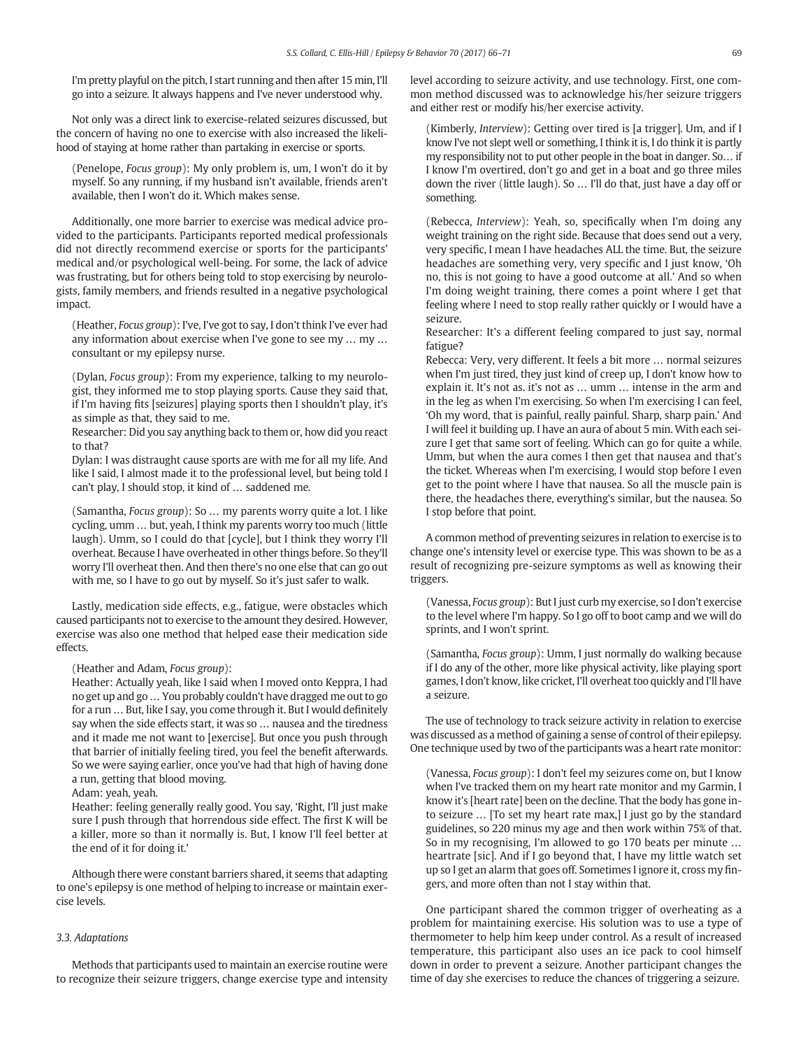I'm pretty playful on the pitch, I start running and then after 15 min, I'll go into a seizure. It always happens and I've never understood why.

Not only was a direct link to exercise-related seizures discussed, but the concern of having no one to exercise with also increased the likelihood of staying at home rather than partaking in exercise or sports.

(Penelope, *Focus group*): My only problem is, um, I won't do it by myself. So any running, if my husband isn't available, friends aren't available, then I won't do it. Which makes sense.

Additionally, one more barrier to exercise was medical advice provided to the participants. Participants reported medical professionals did not directly recommend exercise or sports for the participants' medical and/or psychological well-being. For some, the lack of advice was frustrating, but for others being told to stop exercising by neurologists, family members, and friends resulted in a negative psychological impact.

(Heather, *Focus group*): I've, I've got to say, I don't think I've ever had any information about exercise when I've gone to see my … my … consultant or my epilepsy nurse.

(Dylan, *Focus group*): From my experience, talking to my neurologist, they informed me to stop playing sports. Cause they said that, if I'm having fits [seizures] playing sports then I shouldn't play, it's as simple as that, they said to me.
Researcher: Did you say anything back to them or, how did you react to that?
Dylan: I was distraught cause sports are with me for all my life. And like I said, I almost made it to the professional level, but being told I can't play, I should stop, it kind of … saddened me.

(Samantha, *Focus group*): So … my parents worry quite a lot. I like cycling, umm … but, yeah, I think my parents worry too much (little laugh). Umm, so I could do that [cycle], but I think they worry I'll overheat. Because I have overheated in other things before. So they'll worry I'll overheat then. And then there's no one else that can go out with me, so I have to go out by myself. So it's just safer to walk.

Lastly, medication side effects, e.g., fatigue, were obstacles which caused participants not to exercise to the amount they desired. However, exercise was also one method that helped ease their medication side effects.

(Heather and Adam, *Focus group*):
Heather: Actually yeah, like I said when I moved onto Keppra, I had no get up and go … You probably couldn't have dragged me out to go for a run … But, like I say, you come through it. But I would definitely say when the side effects start, it was so … nausea and the tiredness and it made me not want to [exercise]. But once you push through that barrier of initially feeling tired, you feel the benefit afterwards. So we were saying earlier, once you've had that high of having done a run, getting that blood moving.
Adam: yeah, yeah.
Heather: feeling generally really good. You say, 'Right, I'll just make sure I push through that horrendous side effect. The first K will be a killer, more so than it normally is. But, I know I'll feel better at the end of it for doing it.'

Although there were constant barriers shared, it seems that adapting to one's epilepsy is one method of helping to increase or maintain exercise levels.

### 3.3. Adaptations

Methods that participants used to maintain an exercise routine were to recognize their seizure triggers, change exercise type and intensity level according to seizure activity, and use technology. First, one common method discussed was to acknowledge his/her seizure triggers and either rest or modify his/her exercise activity.

(Kimberly, *Interview*): Getting over tired is [a trigger]. Um, and if I know I've not slept well or something, I think it is, I do think it is partly my responsibility not to put other people in the boat in danger. So… if I know I'm overtired, don't go and get in a boat and go three miles down the river (little laugh). So … I'll do that, just have a day off or something.

(Rebecca, *Interview*): Yeah, so, specifically when I'm doing any weight training on the right side. Because that does send out a very, very specific, I mean I have headaches ALL the time. But, the seizure headaches are something very, very specific and I just know, 'Oh no, this is not going to have a good outcome at all.' And so when I'm doing weight training, there comes a point where I get that feeling where I need to stop really rather quickly or I would have a seizure.
Researcher: It's a different feeling compared to just say, normal fatigue?
Rebecca: Very, very different. It feels a bit more … normal seizures when I'm just tired, they just kind of creep up, I don't know how to explain it. It's not as. it's not as … umm … intense in the arm and in the leg as when I'm exercising. So when I'm exercising I can feel, 'Oh my word, that is painful, really painful. Sharp, sharp pain.' And I will feel it building up. I have an aura of about 5 min. With each seizure I get that same sort of feeling. Which can go for quite a while. Umm, but when the aura comes I then get that nausea and that's the ticket. Whereas when I'm exercising, I would stop before I even get to the point where I have that nausea. So all the muscle pain is there, the headaches there, everything's similar, but the nausea. So I stop before that point.

A common method of preventing seizures in relation to exercise is to change one's intensity level or exercise type. This was shown to be as a result of recognizing pre-seizure symptoms as well as knowing their triggers.

(Vanessa, *Focus group*): But I just curb my exercise, so I don't exercise to the level where I'm happy. So I go off to boot camp and we will do sprints, and I won't sprint.

(Samantha, *Focus group*): Umm, I just normally do walking because if I do any of the other, more like physical activity, like playing sport games, I don't know, like cricket, I'll overheat too quickly and I'll have a seizure.

The use of technology to track seizure activity in relation to exercise was discussed as a method of gaining a sense of control of their epilepsy. One technique used by two of the participants was a heart rate monitor:

(Vanessa, *Focus group*): I don't feel my seizures come on, but I know when I've tracked them on my heart rate monitor and my Garmin, I know it's [heart rate] been on the decline. That the body has gone into seizure … [To set my heart rate max,] I just go by the standard guidelines, so 220 minus my age and then work within 75% of that. So in my recognising, I'm allowed to go 170 beats per minute … heartrate [sic]. And if I go beyond that, I have my little watch set up so I get an alarm that goes off. Sometimes I ignore it, cross my fingers, and more often than not I stay within that.

One participant shared the common trigger of overheating as a problem for maintaining exercise. His solution was to use a type of thermometer to help him keep under control. As a result of increased temperature, this participant also uses an ice pack to cool himself down in order to prevent a seizure. Another participant changes the time of day she exercises to reduce the chances of triggering a seizure.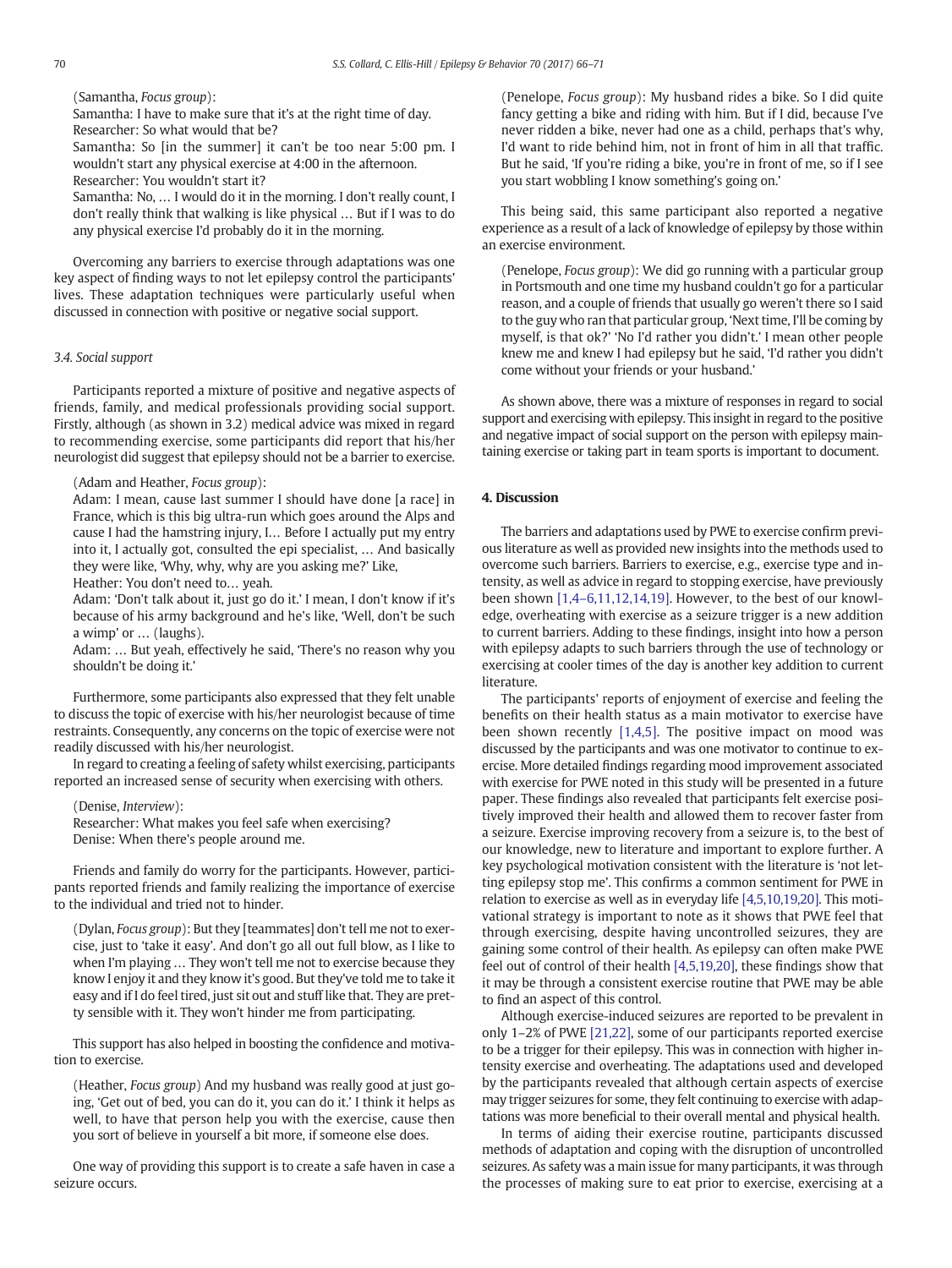(Samantha, *Focus group*):

Samantha: I have to make sure that it's at the right time of day.
Researcher: So what would that be?
Samantha: So [in the summer] it can't be too near 5:00 pm. I wouldn't start any physical exercise at 4:00 in the afternoon.
Researcher: You wouldn't start it?
Samantha: No, … I would do it in the morning. I don't really count, I don't really think that walking is like physical … But if I was to do any physical exercise I'd probably do it in the morning.

Overcoming any barriers to exercise through adaptations was one key aspect of finding ways to not let epilepsy control the participants' lives. These adaptation techniques were particularly useful when discussed in connection with positive or negative social support.

### 3.4. Social support

Participants reported a mixture of positive and negative aspects of friends, family, and medical professionals providing social support. Firstly, although (as shown in 3.2) medical advice was mixed in regard to recommending exercise, some participants did report that his/her neurologist did suggest that epilepsy should not be a barrier to exercise.

(Adam and Heather, *Focus group*):

Adam: I mean, cause last summer I should have done [a race] in France, which is this big ultra-run which goes around the Alps and cause I had the hamstring injury, I… Before I actually put my entry into it, I actually got, consulted the epi specialist, … And basically they were like, 'Why, why, why are you asking me?' Like,
Heather: You don't need to… yeah.
Adam: 'Don't talk about it, just go do it.' I mean, I don't know if it's because of his army background and he's like, 'Well, don't be such a wimp' or … (laughs).
Adam: … But yeah, effectively he said, 'There's no reason why you shouldn't be doing it.'

Furthermore, some participants also expressed that they felt unable to discuss the topic of exercise with his/her neurologist because of time restraints. Consequently, any concerns on the topic of exercise were not readily discussed with his/her neurologist.

In regard to creating a feeling of safety whilst exercising, participants reported an increased sense of security when exercising with others.

(Denise, *Interview*):

Researcher: What makes you feel safe when exercising?
Denise: When there's people around me.

Friends and family do worry for the participants. However, participants reported friends and family realizing the importance of exercise to the individual and tried not to hinder.

(Dylan, *Focus group*): But they [teammates] don't tell me not to exercise, just to 'take it easy'. And don't go all out full blow, as I like to when I'm playing … They won't tell me not to exercise because they know I enjoy it and they know it's good. But they've told me to take it easy and if I do feel tired, just sit out and stuff like that. They are pretty sensible with it. They won't hinder me from participating.

This support has also helped in boosting the confidence and motivation to exercise.

(Heather, *Focus group*) And my husband was really good at just going, 'Get out of bed, you can do it, you can do it.' I think it helps as well, to have that person help you with the exercise, cause then you sort of believe in yourself a bit more, if someone else does.

One way of providing this support is to create a safe haven in case a seizure occurs.

(Penelope, *Focus group*): My husband rides a bike. So I did quite fancy getting a bike and riding with him. But if I did, because I've never ridden a bike, never had one as a child, perhaps that's why, I'd want to ride behind him, not in front of him in all that traffic. But he said, 'If you're riding a bike, you're in front of me, so if I see you start wobbling I know something's going on.'

This being said, this same participant also reported a negative experience as a result of a lack of knowledge of epilepsy by those within an exercise environment.

(Penelope, *Focus group*): We did go running with a particular group in Portsmouth and one time my husband couldn't go for a particular reason, and a couple of friends that usually go weren't there so I said to the guy who ran that particular group, 'Next time, I'll be coming by myself, is that ok?' 'No I'd rather you didn't.' I mean other people knew me and knew I had epilepsy but he said, 'I'd rather you didn't come without your friends or your husband.'

As shown above, there was a mixture of responses in regard to social support and exercising with epilepsy. This insight in regard to the positive and negative impact of social support on the person with epilepsy maintaining exercise or taking part in team sports is important to document.

## 4. Discussion

The barriers and adaptations used by PWE to exercise confirm previous literature as well as provided new insights into the methods used to overcome such barriers. Barriers to exercise, e.g., exercise type and intensity, as well as advice in regard to stopping exercise, have previously been shown [1,4–6,11,12,14,19]. However, to the best of our knowledge, overheating with exercise as a seizure trigger is a new addition to current barriers. Adding to these findings, insight into how a person with epilepsy adapts to such barriers through the use of technology or exercising at cooler times of the day is another key addition to current literature.

The participants' reports of enjoyment of exercise and feeling the benefits on their health status as a main motivator to exercise have been shown recently [1,4,5]. The positive impact on mood was discussed by the participants and was one motivator to continue to exercise. More detailed findings regarding mood improvement associated with exercise for PWE noted in this study will be presented in a future paper. These findings also revealed that participants felt exercise positively improved their health and allowed them to recover faster from a seizure. Exercise improving recovery from a seizure is, to the best of our knowledge, new to literature and important to explore further. A key psychological motivation consistent with the literature is 'not letting epilepsy stop me'. This confirms a common sentiment for PWE in relation to exercise as well as in everyday life [4,5,10,19,20]. This motivational strategy is important to note as it shows that PWE feel that through exercising, despite having uncontrolled seizures, they are gaining some control of their health. As epilepsy can often make PWE feel out of control of their health [4,5,19,20], these findings show that it may be through a consistent exercise routine that PWE may be able to find an aspect of this control.

Although exercise-induced seizures are reported to be prevalent in only 1–2% of PWE [21,22], some of our participants reported exercise to be a trigger for their epilepsy. This was in connection with higher intensity exercise and overheating. The adaptations used and developed by the participants revealed that although certain aspects of exercise may trigger seizures for some, they felt continuing to exercise with adaptations was more beneficial to their overall mental and physical health.

In terms of aiding their exercise routine, participants discussed methods of adaptation and coping with the disruption of uncontrolled seizures. As safety was a main issue for many participants, it was through the processes of making sure to eat prior to exercise, exercising at a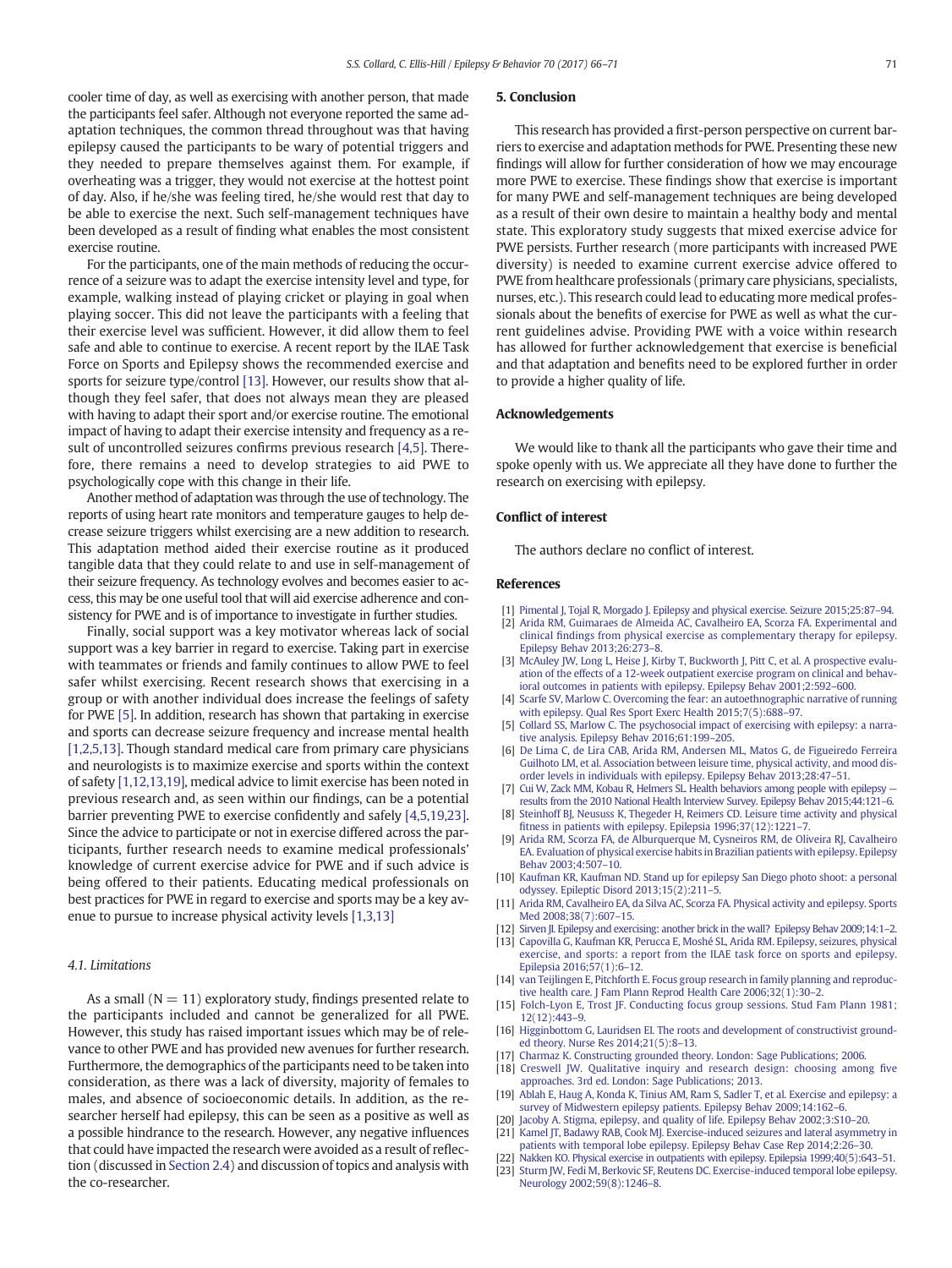cooler time of day, as well as exercising with another person, that made the participants feel safer. Although not everyone reported the same adaptation techniques, the common thread throughout was that having epilepsy caused the participants to be wary of potential triggers and they needed to prepare themselves against them. For example, if overheating was a trigger, they would not exercise at the hottest point of day. Also, if he/she was feeling tired, he/she would rest that day to be able to exercise the next. Such self-management techniques have been developed as a result of finding what enables the most consistent exercise routine.

For the participants, one of the main methods of reducing the occurrence of a seizure was to adapt the exercise intensity level and type, for example, walking instead of playing cricket or playing in goal when playing soccer. This did not leave the participants with a feeling that their exercise level was sufficient. However, it did allow them to feel safe and able to continue to exercise. A recent report by the ILAE Task Force on Sports and Epilepsy shows the recommended exercise and sports for seizure type/control [13]. However, our results show that although they feel safer, that does not always mean they are pleased with having to adapt their sport and/or exercise routine. The emotional impact of having to adapt their exercise intensity and frequency as a result of uncontrolled seizures confirms previous research [4,5]. Therefore, there remains a need to develop strategies to aid PWE to psychologically cope with this change in their life.

Another method of adaptation was through the use of technology. The reports of using heart rate monitors and temperature gauges to help decrease seizure triggers whilst exercising are a new addition to research. This adaptation method aided their exercise routine as it produced tangible data that they could relate to and use in self-management of their seizure frequency. As technology evolves and becomes easier to access, this may be one useful tool that will aid exercise adherence and consistency for PWE and is of importance to investigate in further studies.

Finally, social support was a key motivator whereas lack of social support was a key barrier in regard to exercise. Taking part in exercise with teammates or friends and family continues to allow PWE to feel safer whilst exercising. Recent research shows that exercising in a group or with another individual does increase the feelings of safety for PWE [5]. In addition, research has shown that partaking in exercise and sports can decrease seizure frequency and increase mental health [1,2,5,13]. Though standard medical care from primary care physicians and neurologists is to maximize exercise and sports within the context of safety [1,12,13,19], medical advice to limit exercise has been noted in previous research and, as seen within our findings, can be a potential barrier preventing PWE to exercise confidently and safely [4,5,19,23]. Since the advice to participate or not in exercise differed across the participants, further research needs to examine medical professionals' knowledge of current exercise advice for PWE and if such advice is being offered to their patients. Educating medical professionals on best practices for PWE in regard to exercise and sports may be a key avenue to pursue to increase physical activity levels [1,3,13]

### 4.1. Limitations

As a small (N = 11) exploratory study, findings presented relate to the participants included and cannot be generalized for all PWE. However, this study has raised important issues which may be of relevance to other PWE and has provided new avenues for further research. Furthermore, the demographics of the participants need to be taken into consideration, as there was a lack of diversity, majority of females to males, and absence of socioeconomic details. In addition, as the researcher herself had epilepsy, this can be seen as a positive as well as a possible hindrance to the research. However, any negative influences that could have impacted the research were avoided as a result of reflection (discussed in Section 2.4) and discussion of topics and analysis with the co-researcher.

## 5. Conclusion

This research has provided a first-person perspective on current barriers to exercise and adaptation methods for PWE. Presenting these new findings will allow for further consideration of how we may encourage more PWE to exercise. These findings show that exercise is important for many PWE and self-management techniques are being developed as a result of their own desire to maintain a healthy body and mental state. This exploratory study suggests that mixed exercise advice for PWE persists. Further research (more participants with increased PWE diversity) is needed to examine current exercise advice offered to PWE from healthcare professionals (primary care physicians, specialists, nurses, etc.). This research could lead to educating more medical professionals about the benefits of exercise for PWE as well as what the current guidelines advise. Providing PWE with a voice within research has allowed for further acknowledgement that exercise is beneficial and that adaptation and benefits need to be explored further in order to provide a higher quality of life.

## Acknowledgements

We would like to thank all the participants who gave their time and spoke openly with us. We appreciate all they have done to further the research on exercising with epilepsy.

## Conflict of interest

The authors declare no conflict of interest.

## References

[1] Pimental J, Tojal R, Morgado J. Epilepsy and physical exercise. Seizure 2015;25:87–94.
[2] Arida RM, Guimaraes de Almeida AC, Cavalheiro EA, Scorza FA. Experimental and clinical findings from physical exercise as complementary therapy for epilepsy. Epilepsy Behav 2013;26:273–8.
[3] McAuley JW, Long L, Heise J, Kirby T, Buckworth J, Pitt C, et al. A prospective evaluation of the effects of a 12-week outpatient exercise program on clinical and behavioral outcomes in patients with epilepsy. Epilepsy Behav 2001;2:592–600.
[4] Scarfe SV, Marlow C. Overcoming the fear: an autoethnographic narrative of running with epilepsy. Qual Res Sport Exerc Health 2015;7(5):688–97.
[5] Collard SS, Marlow C. The psychosocial impact of exercising with epilepsy: a narrative analysis. Epilepsy Behav 2016;61:199–205.
[6] De Lima C, de Lira CAB, Arida RM, Andersen ML, Matos G, de Figueiredo Ferreira Guilhoto LM, et al. Association between leisure time, physical activity, and mood disorder levels in individuals with epilepsy. Epilepsy Behav 2013;28:47–51.
[7] Cui W, Zack MM, Kobau R, Helmers SL. Health behaviors among people with epilepsy — results from the 2010 National Health Interview Survey. Epilepsy Behav 2015;44:121–6.
[8] Steinhoff BJ, Neususs K, Thegeder H, Reimers CD. Leisure time activity and physical fitness in patients with epilepsy. Epilepsia 1996;37(12):1221–7.
[9] Arida RM, Scorza FA, de Alburquerque M, Cysneiros RM, de Oliveira RJ, Cavalheiro EA. Evaluation of physical exercise habits in Brazilian patients with epilepsy. Epilepsy Behav 2003;4:507–10.
[10] Kaufman KR, Kaufman ND. Stand up for epilepsy San Diego photo shoot: a personal odyssey. Epileptic Disord 2013;15(2):211–5.
[11] Arida RM, Cavalheiro EA, da Silva AC, Scorza FA. Physical activity and epilepsy. Sports Med 2008;38(7):607–15.
[12] Sirven JI. Epilepsy and exercising: another brick in the wall? Epilepsy Behav 2009;14:1–2.
[13] Capovilla G, Kaufman KR, Perucca E, Moshé SL, Arida RM. Epilepsy, seizures, physical exercise, and sports: a report from the ILAE task force on sports and epilepsy. Epilepsia 2016;57(1):6–12.
[14] van Teijlingen E, Pitchforth E. Focus group research in family planning and reproductive health care. J Fam Plann Reprod Health Care 2006;32(1):30–2.
[15] Folch-Lyon E, Trost JF. Conducting focus group sessions. Stud Fam Plann 1981; 12(12):443–9.
[16] Higginbottom G, Lauridsen EI. The roots and development of constructivist grounded theory. Nurse Res 2014;21(5):8–13.
[17] Charmaz K. Constructing grounded theory. London: Sage Publications; 2006.
[18] Creswell JW. Qualitative inquiry and research design: choosing among five approaches. 3rd ed. London: Sage Publications; 2013.
[19] Ablah E, Haug A, Konda K, Tinius AM, Ram S, Sadler T, et al. Exercise and epilepsy: a survey of Midwestern epilepsy patients. Epilepsy Behav 2009;14:162–6.
[20] Jacoby A. Stigma, epilepsy, and quality of life. Epilepsy Behav 2002;3:S10–20.
[21] Kamel JT, Badawy RAB, Cook MJ. Exercise-induced seizures and lateral asymmetry in patients with temporal lobe epilepsy. Epilepsy Behav Case Rep 2014;2:26–30.
[22] Nakken KO. Physical exercise in outpatients with epilepsy. Epilepsia 1999;40(5):643–51.
[23] Sturm JW, Fedi M, Berkovic SF, Reutens DC. Exercise-induced temporal lobe epilepsy. Neurology 2002;59(8):1246–8.